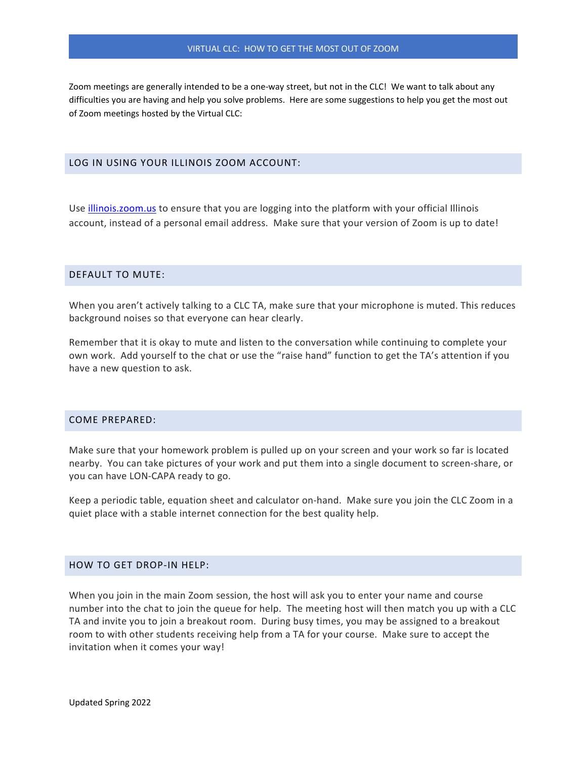# VIRTUAL CLC: HOW TO GET THE MOST OUT OF ZOOM

Zoom meetings are generally intended to be a one-way street, but not in the CLC! We want to talk about any difficulties you are having and help you solve problems. Here are some suggestions to help you get the most out of Zoom meetings hosted by the Virtual CLC:

## LOG IN USING YOUR ILLINOIS ZOOM ACCOUNT:

Use [illinois.zoom.us](https://illinois.zoom.us) to ensure that you are logging into the platform with your official Illinois account, instead of a personal email address. Make sure that your version of Zoom is up to date!

## DEFAULT TO MUTE:

When you aren't actively talking to a CLC TA, make sure that your microphone is muted. This reduces background noises so that everyone can hear clearly.

Remember that it is okay to mute and listen to the conversation while continuing to complete your own work. Add yourself to the chat or use the "raise hand" function to get the TA's attention if you have a new question to ask.

## COME PREPARED:

Make sure that your homework problem is pulled up on your screen and your work so far is located nearby. You can take pictures of your work and put them into a single document to screen-share, or you can have LON-CAPA ready to go.

Keep a periodic table, equation sheet and calculator on-hand. Make sure you join the CLC Zoom in a quiet place with a stable internet connection for the best quality help.

## HOW TO GET DROP-IN HELP:

When you join in the main Zoom session, the host will ask you to enter your name and course number into the chat to join the queue for help. The meeting host will then match you up with a CLC TA and invite you to join a breakout room. During busy times, you may be assigned to a breakout room to with other students receiving help from a TA for your course. Make sure to accept the invitation when it comes your way!

Updated Spring 2022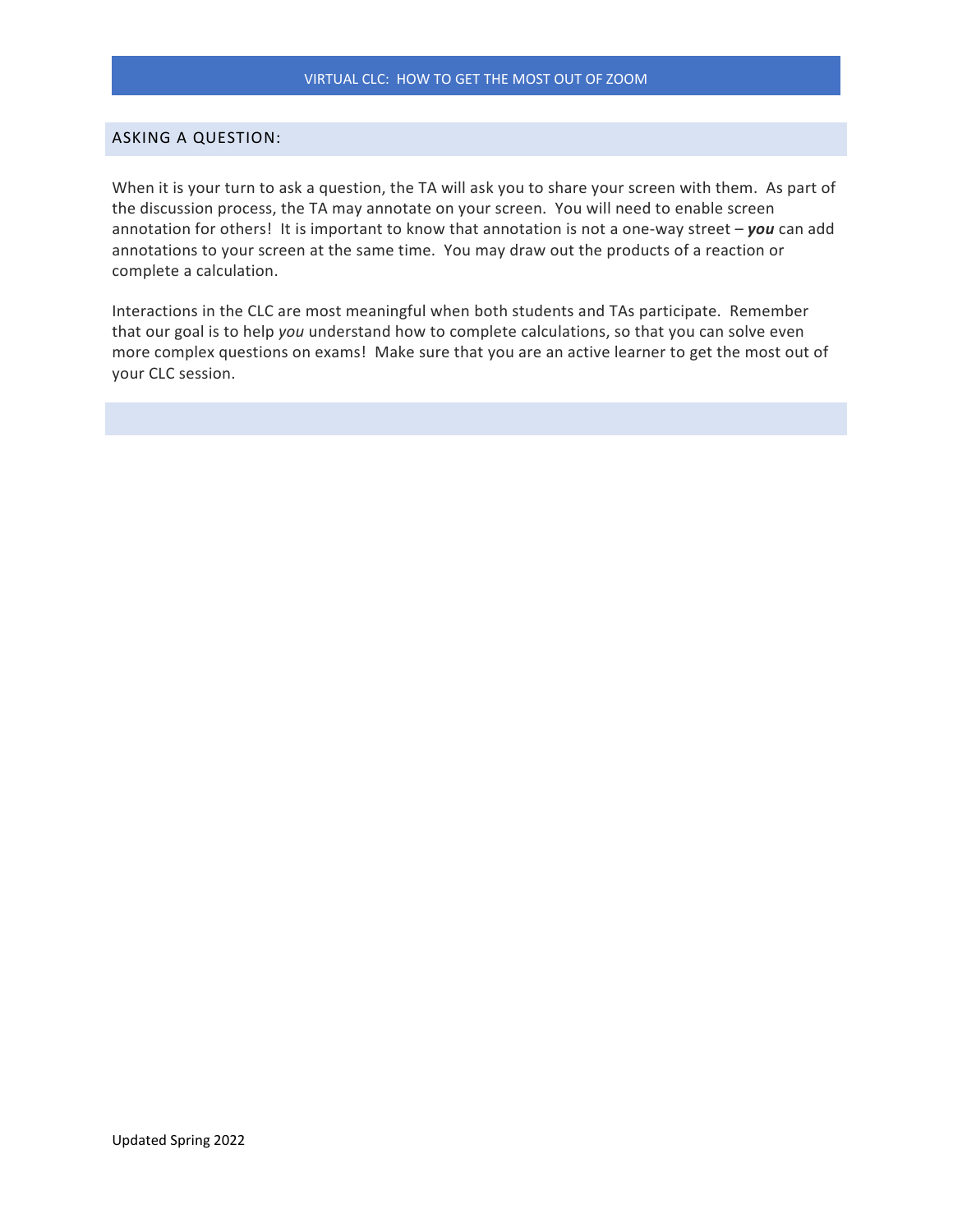## ASKING A QUESTION:

When it is your turn to ask a question, the TA will ask you to share your screen with them. As part of the discussion process, the TA may annotate on your screen. You will need to enable screen annotation for others! It is important to know that annotation is not a one-way street – ***you*** can add annotations to your screen at the same time. You may draw out the products of a reaction or complete a calculation.

Interactions in the CLC are most meaningful when both students and TAs participate. Remember that our goal is to help *you* understand how to complete calculations, so that you can solve even more complex questions on exams! Make sure that you are an active learner to get the most out of your CLC session.

Updated Spring 2022